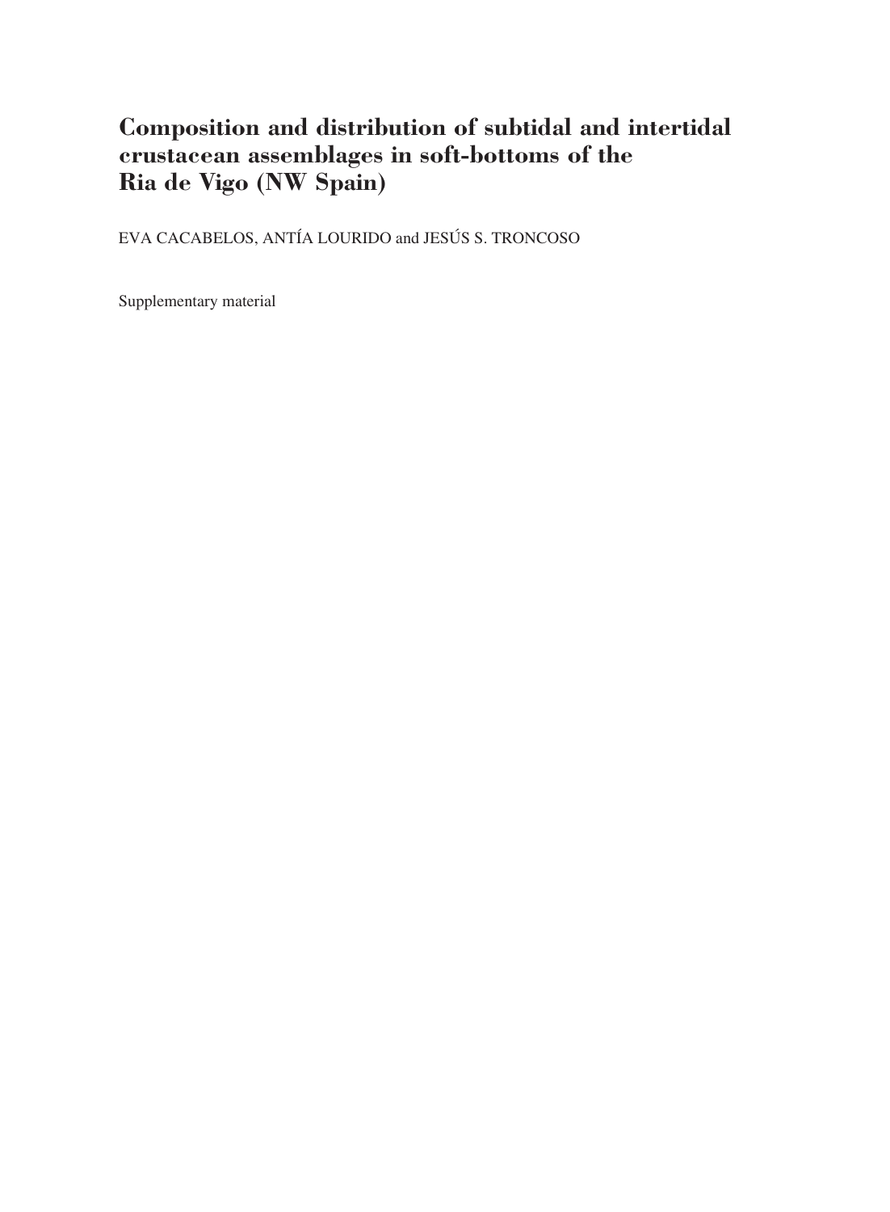# Composition and distribution of subtidal and intertidal crustacean assemblages in soft-bottoms of the Ria de Vigo (NW Spain)

EVA CACABELOS, ANTÍA LOURIDO and JESÚS S. TRONCOSO

Supplementary material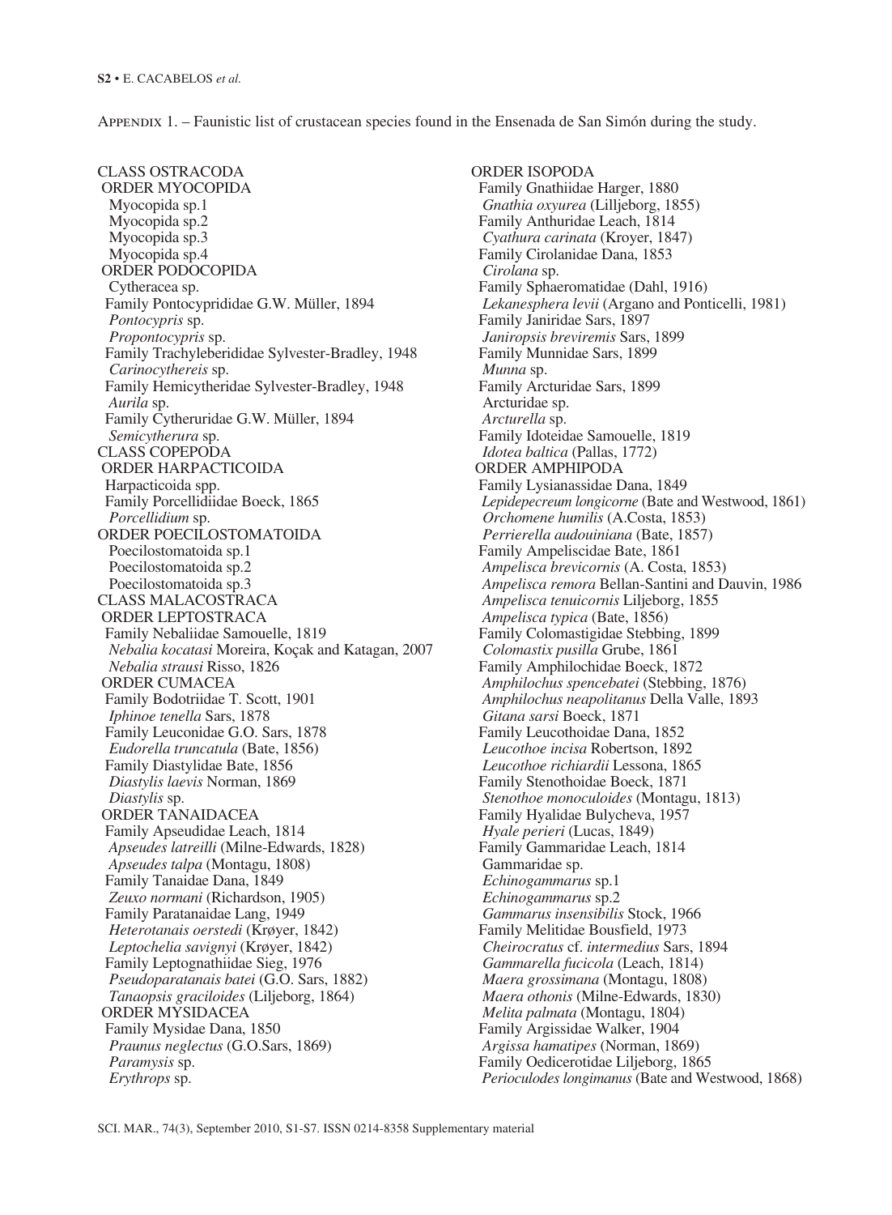Appendix 1. – Faunistic list of crustacean species found in the Ensenada de San Simón during the study.

CLASS OSTRACODA
ORDER MYOCOPIDA
Myocopida sp.1
Myocopida sp.2
Myocopida sp.3
Myocopida sp.4
ORDER PODOCOPIDA
Cytheracea sp.
Family Pontocyprididae G.W. Müller, 1894
*Pontocypris* sp.
*Propontocypris* sp.
Family Trachyleberididae Sylvester-Bradley, 1948
*Carinocythereis* sp.
Family Hemicytheridae Sylvester-Bradley, 1948
*Aurila* sp.
Family Cytheruridae G.W. Müller, 1894
*Semicytherura* sp.
CLASS COPEPODA
ORDER HARPACTICOIDA
Harpacticoida spp.
Family Porcellidiidae Boeck, 1865
*Porcellidium* sp.
ORDER POECILOSTOMATOIDA
Poecilostomatoida sp.1
Poecilostomatoida sp.2
Poecilostomatoida sp.3
CLASS MALACOSTRACA
ORDER LEPTOSTRACA
Family Nebaliidae Samouelle, 1819
*Nebalia kocatasi* Moreira, Koçak and Katagan, 2007
*Nebalia strausi* Risso, 1826
ORDER CUMACEA
Family Bodotriidae T. Scott, 1901
*Iphinoe tenella* Sars, 1878
Family Leuconidae G.O. Sars, 1878
*Eudorella truncatula* (Bate, 1856)
Family Diastylidae Bate, 1856
*Diastylis laevis* Norman, 1869
*Diastylis* sp.
ORDER TANAIDACEA
Family Apseudidae Leach, 1814
*Apseudes latreilli* (Milne-Edwards, 1828)
*Apseudes talpa* (Montagu, 1808)
Family Tanaidae Dana, 1849
*Zeuxo normani* (Richardson, 1905)
Family Paratanaidae Lang, 1949
*Heterotanais oerstedi* (Krøyer, 1842)
*Leptochelia savignyi* (Krøyer, 1842)
Family Leptognathiidae Sieg, 1976
*Pseudoparatanais batei* (G.O. Sars, 1882)
*Tanaopsis graciloides* (Liljeborg, 1864)
ORDER MYSIDACEA
Family Mysidae Dana, 1850
*Praunus neglectus* (G.O.Sars, 1869)
*Paramysis* sp.
*Erythrops* sp.

ORDER ISOPODA
Family Gnathiidae Harger, 1880
*Gnathia oxyurea* (Lilljeborg, 1855)
Family Anthuridae Leach, 1814
*Cyathura carinata* (Kroyer, 1847)
Family Cirolanidae Dana, 1853
*Cirolana* sp.
Family Sphaeromatidae (Dahl, 1916)
*Lekanesphera levii* (Argano and Ponticelli, 1981)
Family Janiridae Sars, 1897
*Janiropsis breviremis* Sars, 1899
Family Munnidae Sars, 1899
*Munna* sp.
Family Arcturidae Sars, 1899
Arcturidae sp.
*Arcturella* sp.
Family Idoteidae Samouelle, 1819
*Idotea baltica* (Pallas, 1772)
ORDER AMPHIPODA
Family Lysianassidae Dana, 1849
*Lepidepecreum longicorne* (Bate and Westwood, 1861)
*Orchomene humilis* (A.Costa, 1853)
*Perrierella audouiniana* (Bate, 1857)
Family Ampeliscidae Bate, 1861
*Ampelisca brevicornis* (A. Costa, 1853)
*Ampelisca remora* Bellan-Santini and Dauvin, 1986
*Ampelisca tenuicornis* Liljeborg, 1855
*Ampelisca typica* (Bate, 1856)
Family Colomastigidae Stebbing, 1899
*Colomastix pusilla* Grube, 1861
Family Amphilochidae Boeck, 1872
*Amphilochus spencebatei* (Stebbing, 1876)
*Amphilochus neapolitanus* Della Valle, 1893
*Gitana sarsi* Boeck, 1871
Family Leucothoidae Dana, 1852
*Leucothoe incisa* Robertson, 1892
*Leucothoe richiardii* Lessona, 1865
Family Stenothoidae Boeck, 1871
*Stenothoe monoculoides* (Montagu, 1813)
Family Hyalidae Bulycheva, 1957
*Hyale perieri* (Lucas, 1849)
Family Gammaridae Leach, 1814
Gammaridae sp.
*Echinogammarus* sp.1
*Echinogammarus* sp.2
*Gammarus insensibilis* Stock, 1966
Family Melitidae Bousfield, 1973
*Cheirocratus* cf. *intermedius* Sars, 1894
*Gammarella fucicola* (Leach, 1814)
*Maera grossimana* (Montagu, 1808)
*Maera othonis* (Milne-Edwards, 1830)
*Melita palmata* (Montagu, 1804)
Family Argissidae Walker, 1904
*Argissa hamatipes* (Norman, 1869)
Family Oedicerotidae Liljeborg, 1865
*Perioculodes longimanus* (Bate and Westwood, 1868)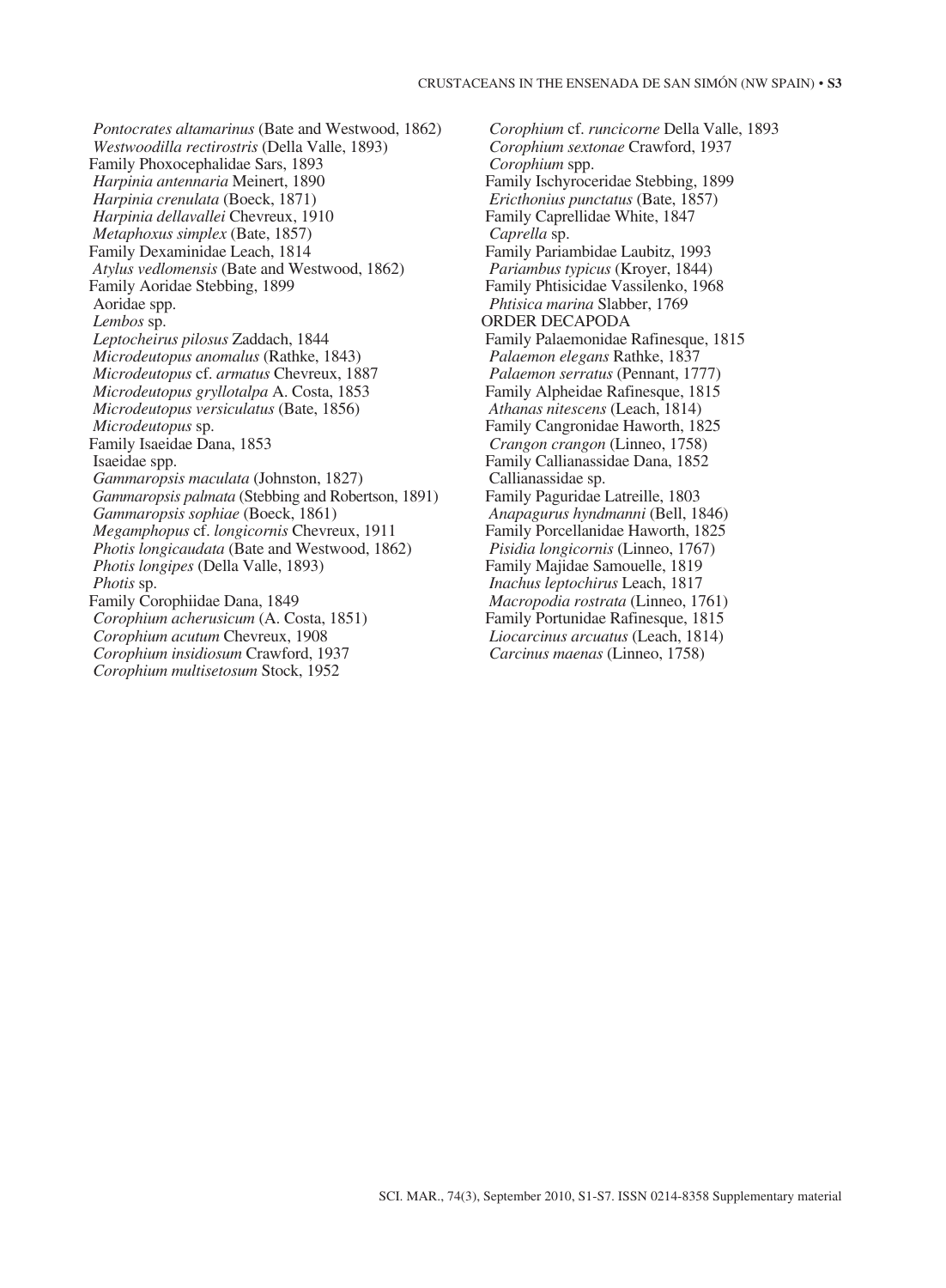*Pontocrates altamarinus* (Bate and Westwood, 1862)
*Westwoodilla rectirostris* (Della Valle, 1893)
Family Phoxocephalidae Sars, 1893
*Harpinia antennaria* Meinert, 1890
*Harpinia crenulata* (Boeck, 1871)
*Harpinia dellavallei* Chevreux, 1910
*Metaphoxus simplex* (Bate, 1857)
Family Dexaminidae Leach, 1814
*Atylus vedlomensis* (Bate and Westwood, 1862)
Family Aoridae Stebbing, 1899
Aoridae spp.
*Lembos* sp.
*Leptocheirus pilosus* Zaddach, 1844
*Microdeutopus anomalus* (Rathke, 1843)
*Microdeutopus* cf. *armatus* Chevreux, 1887
*Microdeutopus gryllotalpa* A. Costa, 1853
*Microdeutopus versiculatus* (Bate, 1856)
*Microdeutopus* sp.
Family Isaeidae Dana, 1853
Isaeidae spp.
*Gammaropsis maculata* (Johnston, 1827)
*Gammaropsis palmata* (Stebbing and Robertson, 1891)
*Gammaropsis sophiae* (Boeck, 1861)
*Megamphopus* cf. *longicornis* Chevreux, 1911
*Photis longicaudata* (Bate and Westwood, 1862)
*Photis longipes* (Della Valle, 1893)
*Photis* sp.
Family Corophiidae Dana, 1849
*Corophium acherusicum* (A. Costa, 1851)
*Corophium acutum* Chevreux, 1908
*Corophium insidiosum* Crawford, 1937
*Corophium multisetosum* Stock, 1952
*Corophium* cf. *runcicorne* Della Valle, 1893
*Corophium sextonae* Crawford, 1937
*Corophium* spp.
Family Ischyroceridae Stebbing, 1899
*Ericthonius punctatus* (Bate, 1857)
Family Caprellidae White, 1847
*Caprella* sp.
Family Pariambidae Laubitz, 1993
*Pariambus typicus* (Kroyer, 1844)
Family Phtisicidae Vassilenko, 1968
*Phtisica marina* Slabber, 1769
ORDER DECAPODA
Family Palaemonidae Rafinesque, 1815
*Palaemon elegans* Rathke, 1837
*Palaemon serratus* (Pennant, 1777)
Family Alpheidae Rafinesque, 1815
*Athanas nitescens* (Leach, 1814)
Family Cangronidae Haworth, 1825
*Crangon crangon* (Linneo, 1758)
Family Callianassidae Dana, 1852
Callianassidae sp.
Family Paguridae Latreille, 1803
*Anapagurus hyndmanni* (Bell, 1846)
Family Porcellanidae Haworth, 1825
*Pisidia longicornis* (Linneo, 1767)
Family Majidae Samouelle, 1819
*Inachus leptochirus* Leach, 1817
*Macropodia rostrata* (Linneo, 1761)
Family Portunidae Rafinesque, 1815
*Liocarcinus arcuatus* (Leach, 1814)
*Carcinus maenas* (Linneo, 1758)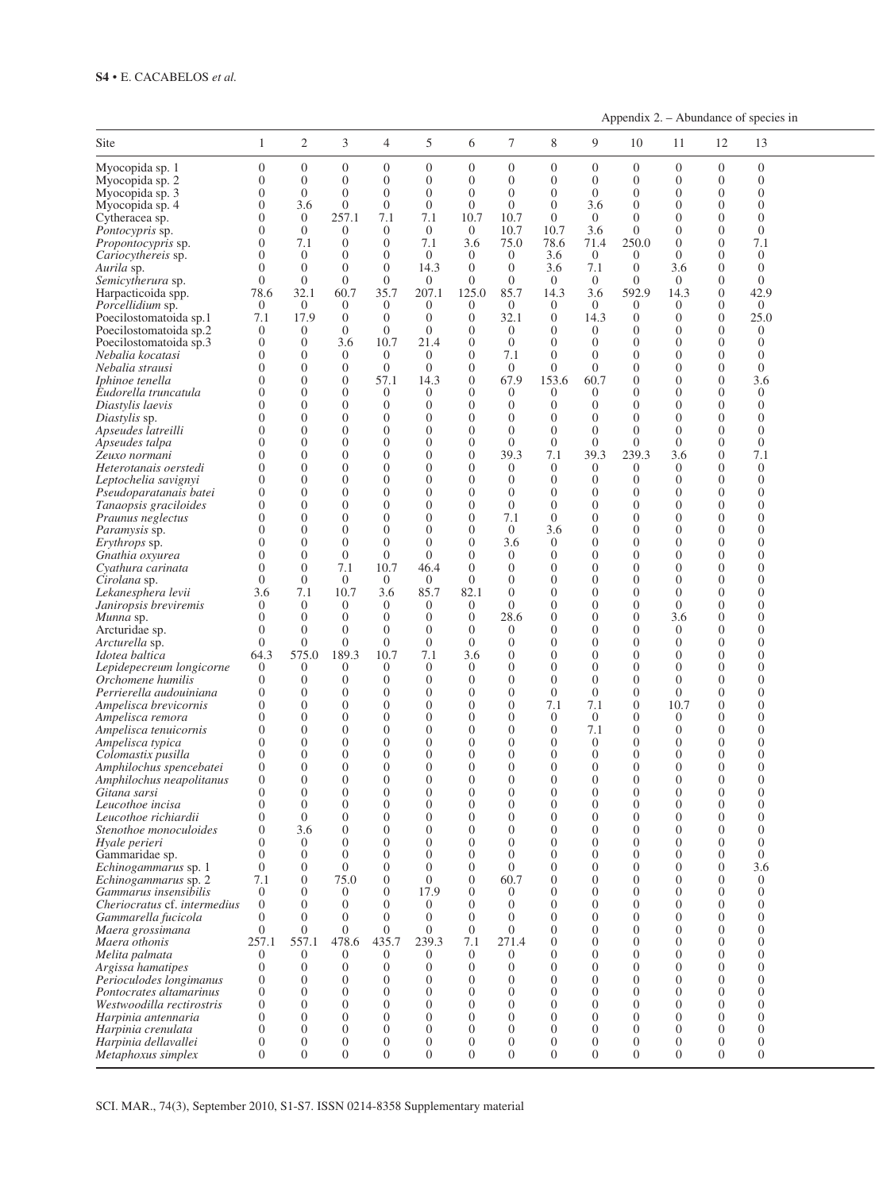Appendix 2. – Abundance of species in

| Site | 1 | 2 | 3 | 4 | 5 | 6 | 7 | 8 | 9 | 10 | 11 | 12 | 13 |
|---|---|---|---|---|---|---|---|---|---|---|---|---|---|
| Myocopida sp. 1 | 0 | 0 | 0 | 0 | 0 | 0 | 0 | 0 | 0 | 0 | 0 | 0 | 0 |
| Myocopida sp. 2 | 0 | 0 | 0 | 0 | 0 | 0 | 0 | 0 | 0 | 0 | 0 | 0 | 0 |
| Myocopida sp. 3 | 0 | 0 | 0 | 0 | 0 | 0 | 0 | 0 | 0 | 0 | 0 | 0 | 0 |
| Myocopida sp. 4 | 0 | 3.6 | 0 | 0 | 0 | 0 | 0 | 0 | 3.6 | 0 | 0 | 0 | 0 |
| Cytheracea sp. | 0 | 0 | 257.1 | 7.1 | 7.1 | 10.7 | 10.7 | 0 | 0 | 0 | 0 | 0 | 0 |
| *Pontocypris* sp. | 0 | 0 | 0 | 0 | 0 | 0 | 10.7 | 10.7 | 3.6 | 0 | 0 | 0 | 0 |
| *Propontocypris* sp. | 0 | 7.1 | 0 | 0 | 7.1 | 3.6 | 75.0 | 78.6 | 71.4 | 250.0 | 0 | 0 | 7.1 |
| *Cariocythereis* sp. | 0 | 0 | 0 | 0 | 0 | 0 | 0 | 3.6 | 0 | 0 | 0 | 0 | 0 |
| *Aurila* sp. | 0 | 0 | 0 | 0 | 14.3 | 0 | 0 | 3.6 | 7.1 | 0 | 3.6 | 0 | 0 |
| *Semicytherura* sp. | 0 | 0 | 0 | 0 | 0 | 0 | 0 | 0 | 0 | 0 | 0 | 0 | 0 |
| Harpacticoida spp. | 78.6 | 32.1 | 60.7 | 35.7 | 207.1 | 125.0 | 85.7 | 14.3 | 3.6 | 592.9 | 14.3 | 0 | 42.9 |
| *Porcellidium* sp. | 0 | 0 | 0 | 0 | 0 | 0 | 0 | 0 | 0 | 0 | 0 | 0 | 0 |
| Poecilostomatoida sp.1 | 7.1 | 17.9 | 0 | 0 | 0 | 0 | 32.1 | 0 | 14.3 | 0 | 0 | 0 | 25.0 |
| Poecilostomatoida sp.2 | 0 | 0 | 0 | 0 | 0 | 0 | 0 | 0 | 0 | 0 | 0 | 0 | 0 |
| Poecilostomatoida sp.3 | 0 | 0 | 3.6 | 10.7 | 21.4 | 0 | 0 | 0 | 0 | 0 | 0 | 0 | 0 |
| *Nebalia kocatasi* | 0 | 0 | 0 | 0 | 0 | 0 | 7.1 | 0 | 0 | 0 | 0 | 0 | 0 |
| *Nebalia strausi* | 0 | 0 | 0 | 0 | 0 | 0 | 0 | 0 | 0 | 0 | 0 | 0 | 0 |
| *Iphinoe tenella* | 0 | 0 | 0 | 57.1 | 14.3 | 0 | 67.9 | 153.6 | 60.7 | 0 | 0 | 0 | 3.6 |
| *Eudorella truncatula* | 0 | 0 | 0 | 0 | 0 | 0 | 0 | 0 | 0 | 0 | 0 | 0 | 0 |
| *Diastylis laevis* | 0 | 0 | 0 | 0 | 0 | 0 | 0 | 0 | 0 | 0 | 0 | 0 | 0 |
| *Diastylis* sp. | 0 | 0 | 0 | 0 | 0 | 0 | 0 | 0 | 0 | 0 | 0 | 0 | 0 |
| *Apseudes latreilli* | 0 | 0 | 0 | 0 | 0 | 0 | 0 | 0 | 0 | 0 | 0 | 0 | 0 |
| *Apseudes talpa* | 0 | 0 | 0 | 0 | 0 | 0 | 0 | 0 | 0 | 0 | 0 | 0 | 0 |
| *Zeuxo normani* | 0 | 0 | 0 | 0 | 0 | 0 | 39.3 | 7.1 | 39.3 | 239.3 | 3.6 | 0 | 7.1 |
| *Heterotanais oerstedi* | 0 | 0 | 0 | 0 | 0 | 0 | 0 | 0 | 0 | 0 | 0 | 0 | 0 |
| *Leptochelia savignyi* | 0 | 0 | 0 | 0 | 0 | 0 | 0 | 0 | 0 | 0 | 0 | 0 | 0 |
| *Pseudoparatanais batei* | 0 | 0 | 0 | 0 | 0 | 0 | 0 | 0 | 0 | 0 | 0 | 0 | 0 |
| *Tanaopsis graciloides* | 0 | 0 | 0 | 0 | 0 | 0 | 0 | 0 | 0 | 0 | 0 | 0 | 0 |
| *Praunus neglectus* | 0 | 0 | 0 | 0 | 0 | 0 | 7.1 | 0 | 0 | 0 | 0 | 0 | 0 |
| *Paramysis* sp. | 0 | 0 | 0 | 0 | 0 | 0 | 0 | 3.6 | 0 | 0 | 0 | 0 | 0 |
| *Erythrops* sp. | 0 | 0 | 0 | 0 | 0 | 0 | 3.6 | 0 | 0 | 0 | 0 | 0 | 0 |
| *Gnathia oxyurea* | 0 | 0 | 0 | 0 | 0 | 0 | 0 | 0 | 0 | 0 | 0 | 0 | 0 |
| *Cyathura carinata* | 0 | 0 | 7.1 | 10.7 | 46.4 | 0 | 0 | 0 | 0 | 0 | 0 | 0 | 0 |
| *Cirolana* sp. | 0 | 0 | 0 | 0 | 0 | 0 | 0 | 0 | 0 | 0 | 0 | 0 | 0 |
| *Lekanesphera levii* | 3.6 | 7.1 | 10.7 | 3.6 | 85.7 | 82.1 | 0 | 0 | 0 | 0 | 0 | 0 | 0 |
| *Janiropsis breviremis* | 0 | 0 | 0 | 0 | 0 | 0 | 0 | 0 | 0 | 0 | 0 | 0 | 0 |
| *Munna* sp. | 0 | 0 | 0 | 0 | 0 | 0 | 28.6 | 0 | 0 | 0 | 3.6 | 0 | 0 |
| Arcturidae sp. | 0 | 0 | 0 | 0 | 0 | 0 | 0 | 0 | 0 | 0 | 0 | 0 | 0 |
| *Arcturella* sp. | 0 | 0 | 0 | 0 | 0 | 0 | 0 | 0 | 0 | 0 | 0 | 0 | 0 |
| *Idotea baltica* | 64.3 | 575.0 | 189.3 | 10.7 | 7.1 | 3.6 | 0 | 0 | 0 | 0 | 0 | 0 | 0 |
| *Lepidepecreum longicorne* | 0 | 0 | 0 | 0 | 0 | 0 | 0 | 0 | 0 | 0 | 0 | 0 | 0 |
| *Orchomene humilis* | 0 | 0 | 0 | 0 | 0 | 0 | 0 | 0 | 0 | 0 | 0 | 0 | 0 |
| *Perrierella audouiniana* | 0 | 0 | 0 | 0 | 0 | 0 | 0 | 0 | 0 | 0 | 0 | 0 | 0 |
| *Ampelisca brevicornis* | 0 | 0 | 0 | 0 | 0 | 0 | 0 | 7.1 | 7.1 | 0 | 10.7 | 0 | 0 |
| *Ampelisca remora* | 0 | 0 | 0 | 0 | 0 | 0 | 0 | 0 | 0 | 0 | 0 | 0 | 0 |
| *Ampelisca tenuicornis* | 0 | 0 | 0 | 0 | 0 | 0 | 0 | 0 | 7.1 | 0 | 0 | 0 | 0 |
| *Ampelisca typica* | 0 | 0 | 0 | 0 | 0 | 0 | 0 | 0 | 0 | 0 | 0 | 0 | 0 |
| *Colomastix pusilla* | 0 | 0 | 0 | 0 | 0 | 0 | 0 | 0 | 0 | 0 | 0 | 0 | 0 |
| *Amphilochus spencebatei* | 0 | 0 | 0 | 0 | 0 | 0 | 0 | 0 | 0 | 0 | 0 | 0 | 0 |
| *Amphilochus neapolitanus* | 0 | 0 | 0 | 0 | 0 | 0 | 0 | 0 | 0 | 0 | 0 | 0 | 0 |
| *Gitana sarsi* | 0 | 0 | 0 | 0 | 0 | 0 | 0 | 0 | 0 | 0 | 0 | 0 | 0 |
| *Leucothoe incisa* | 0 | 0 | 0 | 0 | 0 | 0 | 0 | 0 | 0 | 0 | 0 | 0 | 0 |
| *Leucothoe richiardii* | 0 | 0 | 0 | 0 | 0 | 0 | 0 | 0 | 0 | 0 | 0 | 0 | 0 |
| *Stenothoe monoculoides* | 0 | 3.6 | 0 | 0 | 0 | 0 | 0 | 0 | 0 | 0 | 0 | 0 | 0 |
| *Hyale perieri* | 0 | 0 | 0 | 0 | 0 | 0 | 0 | 0 | 0 | 0 | 0 | 0 | 0 |
| Gammaridae sp. | 0 | 0 | 0 | 0 | 0 | 0 | 0 | 0 | 0 | 0 | 0 | 0 | 0 |
| *Echinogammarus* sp. 1 | 0 | 0 | 0 | 0 | 0 | 0 | 0 | 0 | 0 | 0 | 0 | 0 | 3.6 |
| *Echinogammarus* sp. 2 | 7.1 | 0 | 75.0 | 0 | 0 | 0 | 60.7 | 0 | 0 | 0 | 0 | 0 | 0 |
| *Gammarus insensibilis* | 0 | 0 | 0 | 0 | 17.9 | 0 | 0 | 0 | 0 | 0 | 0 | 0 | 0 |
| *Cheriocratus* cf. *intermedius* | 0 | 0 | 0 | 0 | 0 | 0 | 0 | 0 | 0 | 0 | 0 | 0 | 0 |
| *Gammarella fucicola* | 0 | 0 | 0 | 0 | 0 | 0 | 0 | 0 | 0 | 0 | 0 | 0 | 0 |
| *Maera grossimana* | 0 | 0 | 0 | 0 | 0 | 0 | 0 | 0 | 0 | 0 | 0 | 0 | 0 |
| *Maera othonis* | 257.1 | 557.1 | 478.6 | 435.7 | 239.3 | 7.1 | 271.4 | 0 | 0 | 0 | 0 | 0 | 0 |
| *Melita palmata* | 0 | 0 | 0 | 0 | 0 | 0 | 0 | 0 | 0 | 0 | 0 | 0 | 0 |
| *Argissa hamatipes* | 0 | 0 | 0 | 0 | 0 | 0 | 0 | 0 | 0 | 0 | 0 | 0 | 0 |
| *Perioculodes longimanus* | 0 | 0 | 0 | 0 | 0 | 0 | 0 | 0 | 0 | 0 | 0 | 0 | 0 |
| *Pontocrates altamarinus* | 0 | 0 | 0 | 0 | 0 | 0 | 0 | 0 | 0 | 0 | 0 | 0 | 0 |
| *Westwoodilla rectirostris* | 0 | 0 | 0 | 0 | 0 | 0 | 0 | 0 | 0 | 0 | 0 | 0 | 0 |
| *Harpinia antennaria* | 0 | 0 | 0 | 0 | 0 | 0 | 0 | 0 | 0 | 0 | 0 | 0 | 0 |
| *Harpinia crenulata* | 0 | 0 | 0 | 0 | 0 | 0 | 0 | 0 | 0 | 0 | 0 | 0 | 0 |
| *Harpinia dellavallei* | 0 | 0 | 0 | 0 | 0 | 0 | 0 | 0 | 0 | 0 | 0 | 0 | 0 |
| *Metaphoxus simplex* | 0 | 0 | 0 | 0 | 0 | 0 | 0 | 0 | 0 | 0 | 0 | 0 | 0 |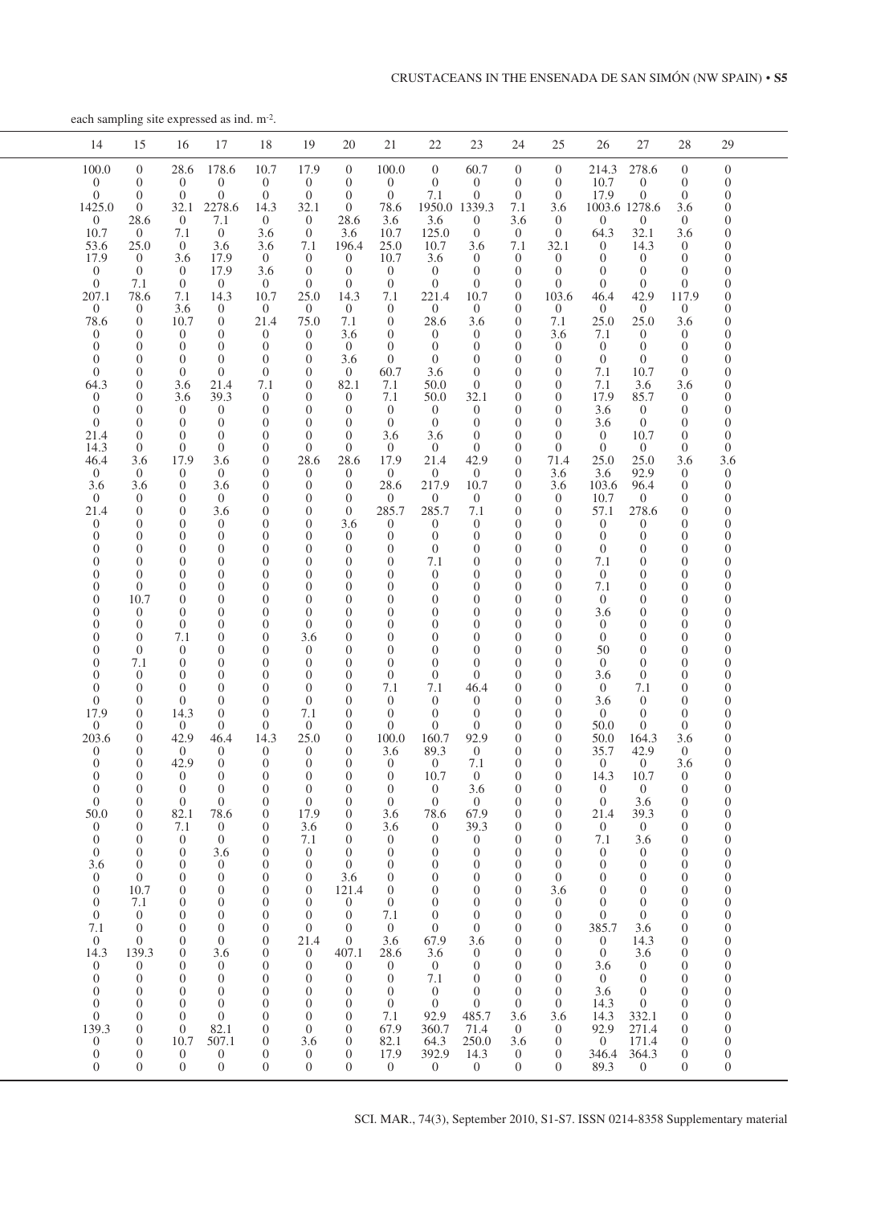each sampling site expressed as ind. $m^{-2}$.

| 14 | 15 | 16 | 17 | 18 | 19 | 20 | 21 | 22 | 23 | 24 | 25 | 26 | 27 | 28 | 29 |
|---|---|---|---|---|---|---|---|---|---|---|---|---|---|---|---|
| 100.0 | 0 | 28.6 | 178.6 | 10.7 | 17.9 | 0 | 100.0 | 0 | 60.7 | 0 | 0 | 214.3 | 278.6 | 0 | 0 |
| 0 | 0 | 0 | 0 | 0 | 0 | 0 | 0 | 0 | 0 | 0 | 0 | 10.7 | 0 | 0 | 0 |
| 0 | 0 | 0 | 0 | 0 | 0 | 0 | 0 | 7.1 | 0 | 0 | 0 | 17.9 | 0 | 0 | 0 |
| 1425.0 | 0 | 32.1 | 2278.6 | 14.3 | 32.1 | 0 | 78.6 | 1950.0 | 1339.3 | 7.1 | 3.6 | 1003.6 | 1278.6 | 3.6 | 0 |
| 0 | 28.6 | 0 | 7.1 | 0 | 0 | 28.6 | 3.6 | 3.6 | 0 | 3.6 | 0 | 0 | 0 | 0 | 0 |
| 10.7 | 0 | 7.1 | 0 | 3.6 | 0 | 3.6 | 10.7 | 125.0 | 0 | 0 | 0 | 64.3 | 32.1 | 3.6 | 0 |
| 53.6 | 25.0 | 0 | 3.6 | 3.6 | 7.1 | 196.4 | 25.0 | 10.7 | 3.6 | 7.1 | 32.1 | 0 | 14.3 | 0 | 0 |
| 17.9 | 0 | 3.6 | 17.9 | 0 | 0 | 0 | 10.7 | 3.6 | 0 | 0 | 0 | 0 | 0 | 0 | 0 |
| 0 | 0 | 0 | 17.9 | 3.6 | 0 | 0 | 0 | 0 | 0 | 0 | 0 | 0 | 0 | 0 | 0 |
| 0 | 7.1 | 0 | 0 | 0 | 0 | 0 | 0 | 0 | 0 | 0 | 0 | 0 | 0 | 0 | 0 |
| 207.1 | 78.6 | 7.1 | 14.3 | 10.7 | 25.0 | 14.3 | 7.1 | 221.4 | 10.7 | 0 | 103.6 | 46.4 | 42.9 | 117.9 | 0 |
| 0 | 0 | 3.6 | 0 | 0 | 0 | 0 | 0 | 0 | 0 | 0 | 0 | 0 | 0 | 0 | 0 |
| 78.6 | 0 | 10.7 | 0 | 21.4 | 75.0 | 7.1 | 0 | 28.6 | 3.6 | 0 | 7.1 | 25.0 | 25.0 | 3.6 | 0 |
| 0 | 0 | 0 | 0 | 0 | 0 | 3.6 | 0 | 0 | 0 | 0 | 3.6 | 7.1 | 0 | 0 | 0 |
| 0 | 0 | 0 | 0 | 0 | 0 | 0 | 0 | 0 | 0 | 0 | 0 | 0 | 0 | 0 | 0 |
| 0 | 0 | 0 | 0 | 0 | 0 | 3.6 | 0 | 0 | 0 | 0 | 0 | 0 | 0 | 0 | 0 |
| 0 | 0 | 0 | 0 | 0 | 0 | 0 | 60.7 | 3.6 | 0 | 0 | 0 | 7.1 | 10.7 | 0 | 0 |
| 64.3 | 0 | 3.6 | 21.4 | 7.1 | 0 | 82.1 | 7.1 | 50.0 | 0 | 0 | 0 | 7.1 | 3.6 | 3.6 | 0 |
| 0 | 0 | 3.6 | 39.3 | 0 | 0 | 0 | 7.1 | 50.0 | 32.1 | 0 | 0 | 17.9 | 85.7 | 0 | 0 |
| 0 | 0 | 0 | 0 | 0 | 0 | 0 | 0 | 0 | 0 | 0 | 0 | 3.6 | 0 | 0 | 0 |
| 0 | 0 | 0 | 0 | 0 | 0 | 0 | 0 | 0 | 0 | 0 | 0 | 3.6 | 0 | 0 | 0 |
| 21.4 | 0 | 0 | 0 | 0 | 0 | 0 | 3.6 | 3.6 | 0 | 0 | 0 | 0 | 10.7 | 0 | 0 |
| 14.3 | 0 | 0 | 0 | 0 | 0 | 0 | 0 | 0 | 0 | 0 | 0 | 0 | 0 | 0 | 0 |
| 46.4 | 3.6 | 17.9 | 3.6 | 0 | 28.6 | 28.6 | 17.9 | 21.4 | 42.9 | 0 | 71.4 | 25.0 | 25.0 | 3.6 | 3.6 |
| 0 | 0 | 0 | 0 | 0 | 0 | 0 | 0 | 0 | 0 | 0 | 3.6 | 3.6 | 92.9 | 0 | 0 |
| 3.6 | 3.6 | 0 | 3.6 | 0 | 0 | 0 | 28.6 | 217.9 | 10.7 | 0 | 3.6 | 103.6 | 96.4 | 0 | 0 |
| 0 | 0 | 0 | 0 | 0 | 0 | 0 | 0 | 0 | 0 | 0 | 0 | 10.7 | 0 | 0 | 0 |
| 21.4 | 0 | 0 | 3.6 | 0 | 0 | 0 | 285.7 | 285.7 | 7.1 | 0 | 0 | 57.1 | 278.6 | 0 | 0 |
| 0 | 0 | 0 | 0 | 0 | 0 | 3.6 | 0 | 0 | 0 | 0 | 0 | 0 | 0 | 0 | 0 |
| 0 | 0 | 0 | 0 | 0 | 0 | 0 | 0 | 0 | 0 | 0 | 0 | 0 | 0 | 0 | 0 |
| 0 | 0 | 0 | 0 | 0 | 0 | 0 | 0 | 0 | 0 | 0 | 0 | 0 | 0 | 0 | 0 |
| 0 | 0 | 0 | 0 | 0 | 0 | 0 | 0 | 7.1 | 0 | 0 | 0 | 7.1 | 0 | 0 | 0 |
| 0 | 0 | 0 | 0 | 0 | 0 | 0 | 0 | 0 | 0 | 0 | 0 | 0 | 0 | 0 | 0 |
| 0 | 0 | 0 | 0 | 0 | 0 | 0 | 0 | 0 | 0 | 0 | 0 | 7.1 | 0 | 0 | 0 |
| 0 | 10.7 | 0 | 0 | 0 | 0 | 0 | 0 | 0 | 0 | 0 | 0 | 0 | 0 | 0 | 0 |
| 0 | 0 | 0 | 0 | 0 | 0 | 0 | 0 | 0 | 0 | 0 | 0 | 3.6 | 0 | 0 | 0 |
| 0 | 0 | 0 | 0 | 0 | 0 | 0 | 0 | 0 | 0 | 0 | 0 | 0 | 0 | 0 | 0 |
| 0 | 0 | 7.1 | 0 | 0 | 3.6 | 0 | 0 | 0 | 0 | 0 | 0 | 0 | 0 | 0 | 0 |
| 0 | 0 | 0 | 0 | 0 | 0 | 0 | 0 | 0 | 0 | 0 | 0 | 50 | 0 | 0 | 0 |
| 0 | 7.1 | 0 | 0 | 0 | 0 | 0 | 0 | 0 | 0 | 0 | 0 | 0 | 0 | 0 | 0 |
| 0 | 0 | 0 | 0 | 0 | 0 | 0 | 0 | 0 | 0 | 0 | 0 | 3.6 | 0 | 0 | 0 |
| 0 | 0 | 0 | 0 | 0 | 0 | 0 | 7.1 | 7.1 | 46.4 | 0 | 0 | 0 | 7.1 | 0 | 0 |
| 0 | 0 | 0 | 0 | 0 | 0 | 0 | 0 | 0 | 0 | 0 | 0 | 3.6 | 0 | 0 | 0 |
| 17.9 | 0 | 14.3 | 0 | 0 | 7.1 | 0 | 0 | 0 | 0 | 0 | 0 | 0 | 0 | 0 | 0 |
| 0 | 0 | 0 | 0 | 0 | 0 | 0 | 0 | 0 | 0 | 0 | 0 | 50.0 | 0 | 0 | 0 |
| 203.6 | 0 | 42.9 | 46.4 | 14.3 | 25.0 | 0 | 100.0 | 160.7 | 92.9 | 0 | 0 | 50.0 | 164.3 | 3.6 | 0 |
| 0 | 0 | 0 | 0 | 0 | 0 | 0 | 3.6 | 89.3 | 0 | 0 | 0 | 35.7 | 42.9 | 0 | 0 |
| 0 | 0 | 42.9 | 0 | 0 | 0 | 0 | 0 | 0 | 7.1 | 0 | 0 | 0 | 0 | 3.6 | 0 |
| 0 | 0 | 0 | 0 | 0 | 0 | 0 | 0 | 10.7 | 0 | 0 | 0 | 14.3 | 10.7 | 0 | 0 |
| 0 | 0 | 0 | 0 | 0 | 0 | 0 | 0 | 0 | 3.6 | 0 | 0 | 0 | 0 | 0 | 0 |
| 0 | 0 | 0 | 0 | 0 | 0 | 0 | 0 | 0 | 0 | 0 | 0 | 0 | 3.6 | 0 | 0 |
| 50.0 | 0 | 82.1 | 78.6 | 0 | 17.9 | 0 | 3.6 | 78.6 | 67.9 | 0 | 0 | 21.4 | 39.3 | 0 | 0 |
| 0 | 0 | 7.1 | 0 | 0 | 3.6 | 0 | 3.6 | 0 | 39.3 | 0 | 0 | 0 | 0 | 0 | 0 |
| 0 | 0 | 0 | 0 | 0 | 7.1 | 0 | 0 | 0 | 0 | 0 | 0 | 7.1 | 3.6 | 0 | 0 |
| 0 | 0 | 0 | 3.6 | 0 | 0 | 0 | 0 | 0 | 0 | 0 | 0 | 0 | 0 | 0 | 0 |
| 3.6 | 0 | 0 | 0 | 0 | 0 | 0 | 0 | 0 | 0 | 0 | 0 | 0 | 0 | 0 | 0 |
| 0 | 0 | 0 | 0 | 0 | 0 | 3.6 | 0 | 0 | 0 | 0 | 0 | 0 | 0 | 0 | 0 |
| 0 | 10.7 | 0 | 0 | 0 | 0 | 121.4 | 0 | 0 | 0 | 0 | 3.6 | 0 | 0 | 0 | 0 |
| 0 | 7.1 | 0 | 0 | 0 | 0 | 0 | 0 | 0 | 0 | 0 | 0 | 0 | 0 | 0 | 0 |
| 0 | 0 | 0 | 0 | 0 | 0 | 0 | 7.1 | 0 | 0 | 0 | 0 | 0 | 0 | 0 | 0 |
| 7.1 | 0 | 0 | 0 | 0 | 0 | 0 | 0 | 0 | 0 | 0 | 0 | 385.7 | 3.6 | 0 | 0 |
| 0 | 0 | 0 | 0 | 0 | 21.4 | 0 | 3.6 | 67.9 | 3.6 | 0 | 0 | 0 | 14.3 | 0 | 0 |
| 14.3 | 139.3 | 0 | 3.6 | 0 | 0 | 407.1 | 28.6 | 3.6 | 0 | 0 | 0 | 0 | 3.6 | 0 | 0 |
| 0 | 0 | 0 | 0 | 0 | 0 | 0 | 0 | 0 | 0 | 0 | 0 | 3.6 | 0 | 0 | 0 |
| 0 | 0 | 0 | 0 | 0 | 0 | 0 | 0 | 7.1 | 0 | 0 | 0 | 0 | 0 | 0 | 0 |
| 0 | 0 | 0 | 0 | 0 | 0 | 0 | 0 | 0 | 0 | 0 | 0 | 3.6 | 0 | 0 | 0 |
| 0 | 0 | 0 | 0 | 0 | 0 | 0 | 0 | 0 | 0 | 0 | 0 | 14.3 | 0 | 0 | 0 |
| 0 | 0 | 0 | 0 | 0 | 0 | 0 | 7.1 | 92.9 | 485.7 | 3.6 | 3.6 | 14.3 | 332.1 | 0 | 0 |
| 139.3 | 0 | 0 | 82.1 | 0 | 0 | 0 | 67.9 | 360.7 | 71.4 | 0 | 0 | 92.9 | 271.4 | 0 | 0 |
| 0 | 0 | 10.7 | 507.1 | 0 | 3.6 | 0 | 82.1 | 64.3 | 250.0 | 3.6 | 0 | 0 | 171.4 | 0 | 0 |
| 0 | 0 | 0 | 0 | 0 | 0 | 0 | 17.9 | 392.9 | 14.3 | 0 | 0 | 346.4 | 364.3 | 0 | 0 |
| 0 | 0 | 0 | 0 | 0 | 0 | 0 | 0 | 0 | 0 | 0 | 0 | 89.3 | 0 | 0 | 0 |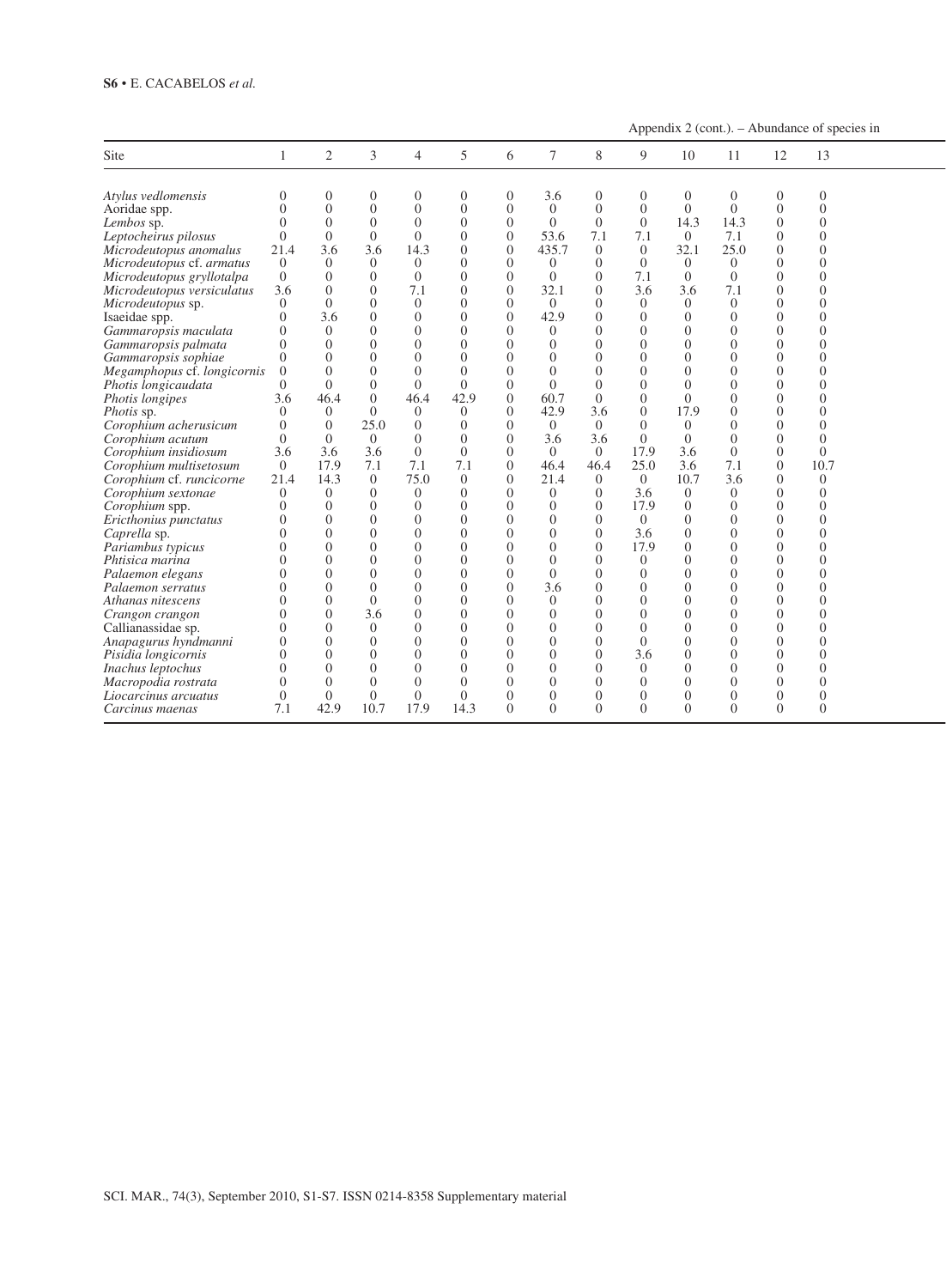Appendix 2 (cont.). – Abundance of species in

| Site | 1 | 2 | 3 | 4 | 5 | 6 | 7 | 8 | 9 | 10 | 11 | 12 | 13 |
|---|---|---|---|---|---|---|---|---|---|---|---|---|---|
| *Atylus vedlomensis* | 0 | 0 | 0 | 0 | 0 | 0 | 3.6 | 0 | 0 | 0 | 0 | 0 | 0 |
| Aoridae spp. | 0 | 0 | 0 | 0 | 0 | 0 | 0 | 0 | 0 | 0 | 0 | 0 | 0 |
| *Lembos* sp. | 0 | 0 | 0 | 0 | 0 | 0 | 0 | 0 | 0 | 14.3 | 14.3 | 0 | 0 |
| *Leptocheirus pilosus* | 0 | 0 | 0 | 0 | 0 | 0 | 53.6 | 7.1 | 7.1 | 0 | 7.1 | 0 | 0 |
| *Microdeutopus anomalus* | 21.4 | 3.6 | 3.6 | 14.3 | 0 | 0 | 435.7 | 0 | 0 | 32.1 | 25.0 | 0 | 0 |
| *Microdeutopus* cf. *armatus* | 0 | 0 | 0 | 0 | 0 | 0 | 0 | 0 | 0 | 0 | 0 | 0 | 0 |
| *Microdeutopus gryllotalpa* | 0 | 0 | 0 | 0 | 0 | 0 | 0 | 0 | 7.1 | 0 | 0 | 0 | 0 |
| *Microdeutopus versiculatus* | 3.6 | 0 | 0 | 7.1 | 0 | 0 | 32.1 | 0 | 3.6 | 3.6 | 7.1 | 0 | 0 |
| *Microdeutopus* sp. | 0 | 0 | 0 | 0 | 0 | 0 | 0 | 0 | 0 | 0 | 0 | 0 | 0 |
| Isaeidae spp. | 0 | 3.6 | 0 | 0 | 0 | 0 | 42.9 | 0 | 0 | 0 | 0 | 0 | 0 |
| *Gammaropsis maculata* | 0 | 0 | 0 | 0 | 0 | 0 | 0 | 0 | 0 | 0 | 0 | 0 | 0 |
| *Gammaropsis palmata* | 0 | 0 | 0 | 0 | 0 | 0 | 0 | 0 | 0 | 0 | 0 | 0 | 0 |
| *Gammaropsis sophiae* | 0 | 0 | 0 | 0 | 0 | 0 | 0 | 0 | 0 | 0 | 0 | 0 | 0 |
| *Megamphopus* cf. *longicornis* | 0 | 0 | 0 | 0 | 0 | 0 | 0 | 0 | 0 | 0 | 0 | 0 | 0 |
| *Photis longicaudata* | 0 | 0 | 0 | 0 | 0 | 0 | 0 | 0 | 0 | 0 | 0 | 0 | 0 |
| *Photis longipes* | 3.6 | 46.4 | 0 | 46.4 | 42.9 | 0 | 60.7 | 0 | 0 | 0 | 0 | 0 | 0 |
| *Photis* sp. | 0 | 0 | 0 | 0 | 0 | 0 | 42.9 | 3.6 | 0 | 17.9 | 0 | 0 | 0 |
| *Corophium acherusicum* | 0 | 0 | 25.0 | 0 | 0 | 0 | 0 | 0 | 0 | 0 | 0 | 0 | 0 |
| *Corophium acutum* | 0 | 0 | 0 | 0 | 0 | 0 | 3.6 | 3.6 | 0 | 0 | 0 | 0 | 0 |
| *Corophium insidiosum* | 3.6 | 3.6 | 3.6 | 0 | 0 | 0 | 0 | 0 | 17.9 | 3.6 | 0 | 0 | 0 |
| *Corophium multisetosum* | 0 | 17.9 | 7.1 | 7.1 | 7.1 | 0 | 46.4 | 46.4 | 25.0 | 3.6 | 7.1 | 0 | 10.7 |
| *Corophium* cf. *runcicorne* | 21.4 | 14.3 | 0 | 75.0 | 0 | 0 | 21.4 | 0 | 0 | 10.7 | 3.6 | 0 | 0 |
| *Corophium sextonae* | 0 | 0 | 0 | 0 | 0 | 0 | 0 | 0 | 3.6 | 0 | 0 | 0 | 0 |
| *Corophium* spp. | 0 | 0 | 0 | 0 | 0 | 0 | 0 | 0 | 17.9 | 0 | 0 | 0 | 0 |
| *Ericthonius punctatus* | 0 | 0 | 0 | 0 | 0 | 0 | 0 | 0 | 0 | 0 | 0 | 0 | 0 |
| *Caprella* sp. | 0 | 0 | 0 | 0 | 0 | 0 | 0 | 0 | 3.6 | 0 | 0 | 0 | 0 |
| *Pariambus typicus* | 0 | 0 | 0 | 0 | 0 | 0 | 0 | 0 | 17.9 | 0 | 0 | 0 | 0 |
| *Phtisica marina* | 0 | 0 | 0 | 0 | 0 | 0 | 0 | 0 | 0 | 0 | 0 | 0 | 0 |
| *Palaemon elegans* | 0 | 0 | 0 | 0 | 0 | 0 | 0 | 0 | 0 | 0 | 0 | 0 | 0 |
| *Palaemon serratus* | 0 | 0 | 0 | 0 | 0 | 0 | 3.6 | 0 | 0 | 0 | 0 | 0 | 0 |
| *Athanas nitescens* | 0 | 0 | 0 | 0 | 0 | 0 | 0 | 0 | 0 | 0 | 0 | 0 | 0 |
| *Crangon crangon* | 0 | 0 | 3.6 | 0 | 0 | 0 | 0 | 0 | 0 | 0 | 0 | 0 | 0 |
| Callianassidae sp. | 0 | 0 | 0 | 0 | 0 | 0 | 0 | 0 | 0 | 0 | 0 | 0 | 0 |
| *Anapagurus hyndmanni* | 0 | 0 | 0 | 0 | 0 | 0 | 0 | 0 | 0 | 0 | 0 | 0 | 0 |
| *Pisidia longicornis* | 0 | 0 | 0 | 0 | 0 | 0 | 0 | 0 | 3.6 | 0 | 0 | 0 | 0 |
| *Inachus leptochus* | 0 | 0 | 0 | 0 | 0 | 0 | 0 | 0 | 0 | 0 | 0 | 0 | 0 |
| *Macropodia rostrata* | 0 | 0 | 0 | 0 | 0 | 0 | 0 | 0 | 0 | 0 | 0 | 0 | 0 |
| *Liocarcinus arcuatus* | 0 | 0 | 0 | 0 | 0 | 0 | 0 | 0 | 0 | 0 | 0 | 0 | 0 |
| *Carcinus maenas* | 7.1 | 42.9 | 10.7 | 17.9 | 14.3 | 0 | 0 | 0 | 0 | 0 | 0 | 0 | 0 |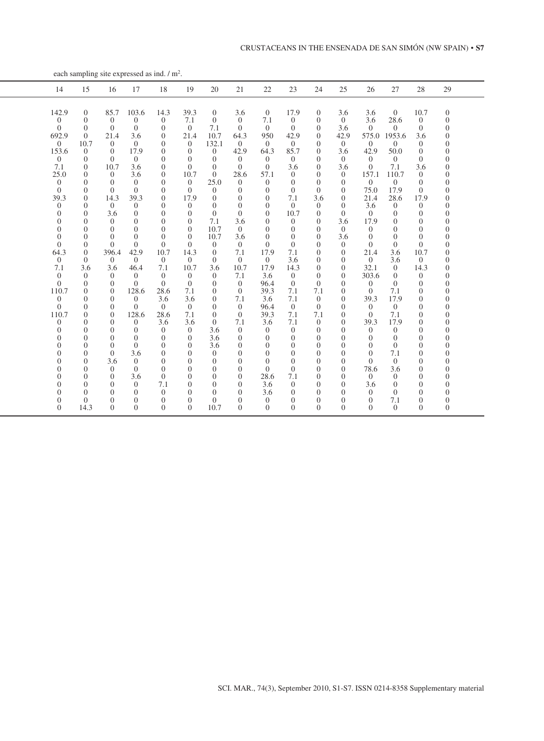each sampling site expressed as ind. / m².

| 14 | 15 | 16 | 17 | 18 | 19 | 20 | 21 | 22 | 23 | 24 | 25 | 26 | 27 | 28 | 29 |
|---|---|---|---|---|---|---|---|---|---|---|---|---|---|---|---|
| 142.9 | 0 | 85.7 | 103.6 | 14.3 | 39.3 | 0 | 3.6 | 0 | 17.9 | 0 | 3.6 | 3.6 | 0 | 10.7 | 0 |
| 0 | 0 | 0 | 0 | 0 | 7.1 | 0 | 0 | 7.1 | 0 | 0 | 0 | 3.6 | 28.6 | 0 | 0 |
| 0 | 0 | 0 | 0 | 0 | 0 | 7.1 | 0 | 0 | 0 | 0 | 3.6 | 0 | 0 | 0 | 0 |
| 692.9 | 0 | 21.4 | 3.6 | 0 | 21.4 | 10.7 | 64.3 | 950 | 42.9 | 0 | 42.9 | 575.0 | 1953.6 | 3.6 | 0 |
| 0 | 10.7 | 0 | 0 | 0 | 0 | 132.1 | 0 | 0 | 0 | 0 | 0 | 0 | 0 | 0 | 0 |
| 153.6 | 0 | 0 | 17.9 | 0 | 0 | 0 | 42.9 | 64.3 | 85.7 | 0 | 3.6 | 42.9 | 50.0 | 0 | 0 |
| 0 | 0 | 0 | 0 | 0 | 0 | 0 | 0 | 0 | 0 | 0 | 0 | 0 | 0 | 0 | 0 |
| 7.1 | 0 | 10.7 | 3.6 | 0 | 0 | 0 | 0 | 0 | 3.6 | 0 | 3.6 | 0 | 7.1 | 3.6 | 0 |
| 25.0 | 0 | 0 | 3.6 | 0 | 10.7 | 0 | 28.6 | 57.1 | 0 | 0 | 0 | 157.1 | 110.7 | 0 | 0 |
| 0 | 0 | 0 | 0 | 0 | 0 | 25.0 | 0 | 0 | 0 | 0 | 0 | 0 | 0 | 0 | 0 |
| 0 | 0 | 0 | 0 | 0 | 0 | 0 | 0 | 0 | 0 | 0 | 0 | 75.0 | 17.9 | 0 | 0 |
| 39.3 | 0 | 14.3 | 39.3 | 0 | 17.9 | 0 | 0 | 0 | 7.1 | 3.6 | 0 | 21.4 | 28.6 | 17.9 | 0 |
| 0 | 0 | 0 | 0 | 0 | 0 | 0 | 0 | 0 | 0 | 0 | 0 | 3.6 | 0 | 0 | 0 |
| 0 | 0 | 3.6 | 0 | 0 | 0 | 0 | 0 | 0 | 10.7 | 0 | 0 | 0 | 0 | 0 | 0 |
| 0 | 0 | 0 | 0 | 0 | 0 | 7.1 | 3.6 | 0 | 0 | 0 | 3.6 | 17.9 | 0 | 0 | 0 |
| 0 | 0 | 0 | 0 | 0 | 0 | 10.7 | 0 | 0 | 0 | 0 | 0 | 0 | 0 | 0 | 0 |
| 0 | 0 | 0 | 0 | 0 | 0 | 10.7 | 3.6 | 0 | 0 | 0 | 3.6 | 0 | 0 | 0 | 0 |
| 0 | 0 | 0 | 0 | 0 | 0 | 0 | 0 | 0 | 0 | 0 | 0 | 0 | 0 | 0 | 0 |
| 64.3 | 0 | 396.4 | 42.9 | 10.7 | 14.3 | 0 | 7.1 | 17.9 | 7.1 | 0 | 0 | 21.4 | 3.6 | 10.7 | 0 |
| 0 | 0 | 0 | 0 | 0 | 0 | 0 | 0 | 0 | 3.6 | 0 | 0 | 0 | 3.6 | 0 | 0 |
| 7.1 | 3.6 | 3.6 | 46.4 | 7.1 | 10.7 | 3.6 | 10.7 | 17.9 | 14.3 | 0 | 0 | 32.1 | 0 | 14.3 | 0 |
| 0 | 0 | 0 | 0 | 0 | 0 | 0 | 7.1 | 3.6 | 0 | 0 | 0 | 303.6 | 0 | 0 | 0 |
| 0 | 0 | 0 | 0 | 0 | 0 | 0 | 0 | 96.4 | 0 | 0 | 0 | 0 | 0 | 0 | 0 |
| 110.7 | 0 | 0 | 128.6 | 28.6 | 7.1 | 0 | 0 | 39.3 | 7.1 | 7.1 | 0 | 0 | 7.1 | 0 | 0 |
| 0 | 0 | 0 | 0 | 3.6 | 3.6 | 0 | 7.1 | 3.6 | 7.1 | 0 | 0 | 39.3 | 17.9 | 0 | 0 |
| 0 | 0 | 0 | 0 | 0 | 0 | 0 | 0 | 96.4 | 0 | 0 | 0 | 0 | 0 | 0 | 0 |
| 110.7 | 0 | 0 | 128.6 | 28.6 | 7.1 | 0 | 0 | 39.3 | 7.1 | 7.1 | 0 | 0 | 7.1 | 0 | 0 |
| 0 | 0 | 0 | 0 | 3.6 | 3.6 | 0 | 7.1 | 3.6 | 7.1 | 0 | 0 | 39.3 | 17.9 | 0 | 0 |
| 0 | 0 | 0 | 0 | 0 | 0 | 3.6 | 0 | 0 | 0 | 0 | 0 | 0 | 0 | 0 | 0 |
| 0 | 0 | 0 | 0 | 0 | 0 | 3.6 | 0 | 0 | 0 | 0 | 0 | 0 | 0 | 0 | 0 |
| 0 | 0 | 0 | 0 | 0 | 0 | 3.6 | 0 | 0 | 0 | 0 | 0 | 0 | 0 | 0 | 0 |
| 0 | 0 | 0 | 3.6 | 0 | 0 | 0 | 0 | 0 | 0 | 0 | 0 | 0 | 7.1 | 0 | 0 |
| 0 | 0 | 3.6 | 0 | 0 | 0 | 0 | 0 | 0 | 0 | 0 | 0 | 0 | 0 | 0 | 0 |
| 0 | 0 | 0 | 0 | 0 | 0 | 0 | 0 | 0 | 0 | 0 | 0 | 78.6 | 3.6 | 0 | 0 |
| 0 | 0 | 0 | 3.6 | 0 | 0 | 0 | 0 | 28.6 | 7.1 | 0 | 0 | 0 | 0 | 0 | 0 |
| 0 | 0 | 0 | 0 | 7.1 | 0 | 0 | 0 | 3.6 | 0 | 0 | 0 | 3.6 | 0 | 0 | 0 |
| 0 | 0 | 0 | 0 | 0 | 0 | 0 | 0 | 3.6 | 0 | 0 | 0 | 0 | 0 | 0 | 0 |
| 0 | 0 | 0 | 0 | 0 | 0 | 0 | 0 | 0 | 0 | 0 | 0 | 0 | 7.1 | 0 | 0 |
| 0 | 14.3 | 0 | 0 | 0 | 0 | 10.7 | 0 | 0 | 0 | 0 | 0 | 0 | 0 | 0 | 0 |